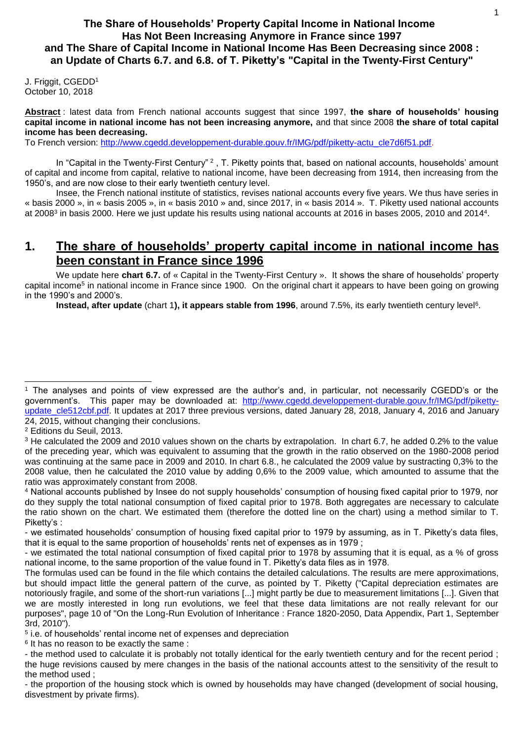# The Share of Households' Property Capital Income in National Income Has Not Been Increasing Anymore in France since 1997 and The Share of Capital Income in National Income Has Been Decreasing since 2008 : an Update of Charts 6.7. and 6.8. of T. Piketty's "Capital in the Twenty-First Century"

J. Friggit, CGEDD[1]
October 10, 2018

**Abstract** : latest data from French national accounts suggest that since 1997, **the share of households' housing capital income in national income has not been increasing anymore,** and that since 2008 **the share of total capital income has been decreasing.**
To French version: http://www.cgedd.developpement-durable.gouv.fr/IMG/pdf/piketty-actu_cle7d6f51.pdf.

In "Capital in the Twenty-First Century" [2] , T. Piketty points that, based on national accounts, households' amount of capital and income from capital, relative to national income, have been decreasing from 1914, then increasing from the 1950's, and are now close to their early twentieth century level.

Insee, the French national institute of statistics, revises national accounts every five years. We thus have series in « basis 2000 », in « basis 2005 », in « basis 2010 » and, since 2017, in « basis 2014 ». T. Piketty used national accounts at 2008[3] in basis 2000. Here we just update his results using national accounts at 2016 in bases 2005, 2010 and 2014[4].

## 1. The share of households' property capital income in national income has been constant in France since 1996

We update here **chart 6.7.** of « Capital in the Twenty-First Century ». It shows the share of households' property capital income[5] in national income in France since 1900. On the original chart it appears to have been going on growing in the 1990's and 2000's.

**Instead, after update** (chart 1**), it appears stable from 1996**, around 7.5%, its early twentieth century level[6].

---

[1] The analyses and points of view expressed are the author's and, in particular, not necessarily CGEDD's or the government's. This paper may be downloaded at: http://www.cgedd.developpement-durable.gouv.fr/IMG/pdf/piketty-update_cle512cbf.pdf. It updates at 2017 three previous versions, dated January 28, 2018, January 4, 2016 and January 24, 2015, without changing their conclusions.

[2] Editions du Seuil, 2013.

[3] He calculated the 2009 and 2010 values shown on the charts by extrapolation. In chart 6.7, he added 0.2% to the value of the preceding year, which was equivalent to assuming that the growth in the ratio observed on the 1980-2008 period was continuing at the same pace in 2009 and 2010. In chart 6.8., he calculated the 2009 value by sustracting 0,3% to the 2008 value, then he calculated the 2010 value by adding 0,6% to the 2009 value, which amounted to assume that the ratio was approximately constant from 2008.

[4] National accounts published by Insee do not supply households' consumption of housing fixed capital prior to 1979, nor do they supply the total national consumption of fixed capital prior to 1978. Both aggregates are necessary to calculate the ratio shown on the chart. We estimated them (therefore the dotted line on the chart) using a method similar to T. Piketty's :

- we estimated households' consumption of housing fixed capital prior to 1979 by assuming, as in T. Piketty's data files, that it is equal to the same proportion of households' rents net of expenses as in 1979 ;
- we estimated the total national consumption of fixed capital prior to 1978 by assuming that it is equal, as a % of gross national income, to the same proportion of the value found in T. Piketty's data files as in 1978.

The formulas used can be found in the file which contains the detailed calculations. The results are mere approximations, but should impact little the general pattern of the curve, as pointed by T. Piketty ("Capital depreciation estimates are notoriously fragile, and some of the short-run variations [...] might partly be due to measurement limitations [...]. Given that we are mostly interested in long run evolutions, we feel that these data limitations are not really relevant for our purposes", page 10 of "On the Long-Run Evolution of Inheritance : France 1820-2050, Data Appendix, Part 1, September 3rd, 2010").

[5] i.e. of households' rental income net of expenses and depreciation

[6] It has no reason to be exactly the same :

- the method used to calculate it is probably not totally identical for the early twentieth century and for the recent period ; the huge revisions caused by mere changes in the basis of the national accounts attest to the sensitivity of the result to the method used ;
- the proportion of the housing stock which is owned by households may have changed (development of social housing, disvestment by private firms).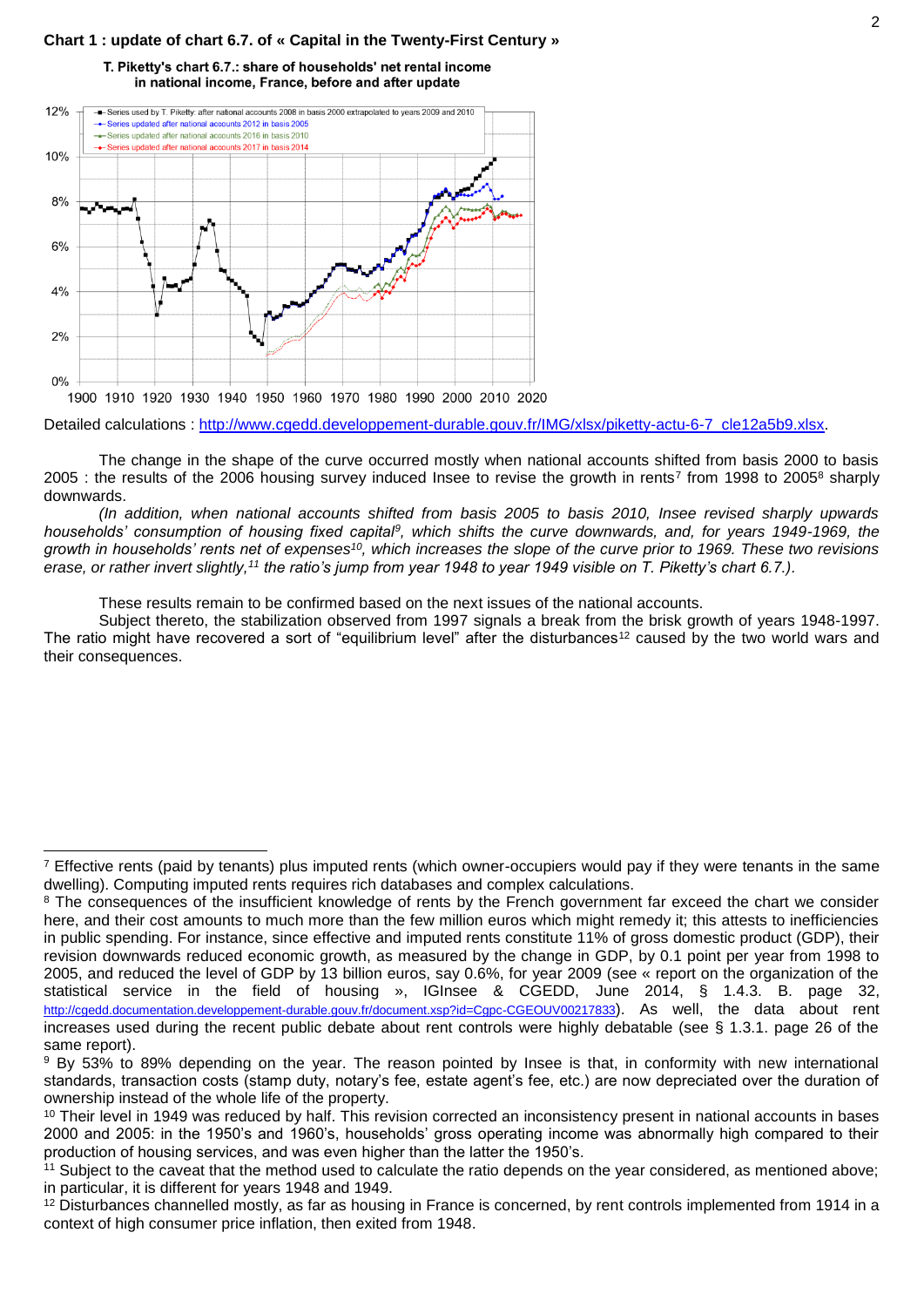**Chart 1 : update of chart 6.7. of « Capital in the Twenty-First Century »**

T. Piketty's chart 6.7.: share of households' net rental income in national income, France, before and after update

Detailed calculations : http://www.cgedd.developpement-durable.gouv.fr/IMG/xlsx/piketty-actu-6-7_cle12a5b9.xlsx.

The change in the shape of the curve occurred mostly when national accounts shifted from basis 2000 to basis 2005 : the results of the 2006 housing survey induced Insee to revise the growth in rents[7] from 1998 to 2005[8] sharply downwards.

*(In addition, when national accounts shifted from basis 2005 to basis 2010, Insee revised sharply upwards households' consumption of housing fixed capital[9], which shifts the curve downwards, and, for years 1949-1969, the growth in households' rents net of expenses[10], which increases the slope of the curve prior to 1969. These two revisions erase, or rather invert slightly,[11] the ratio's jump from year 1948 to year 1949 visible on T. Piketty's chart 6.7.).*

These results remain to be confirmed based on the next issues of the national accounts.

Subject thereto, the stabilization observed from 1997 signals a break from the brisk growth of years 1948-1997. The ratio might have recovered a sort of "equilibrium level" after the disturbances[12] caused by the two world wars and their consequences.

---

[7] Effective rents (paid by tenants) plus imputed rents (which owner-occupiers would pay if they were tenants in the same dwelling). Computing imputed rents requires rich databases and complex calculations.

[8] The consequences of the insufficient knowledge of rents by the French government far exceed the chart we consider here, and their cost amounts to much more than the few million euros which might remedy it; this attests to inefficiencies in public spending. For instance, since effective and imputed rents constitute 11% of gross domestic product (GDP), their revision downwards reduced economic growth, as measured by the change in GDP, by 0.1 point per year from 1998 to 2005, and reduced the level of GDP by 13 billion euros, say 0.6%, for year 2009 (see « report on the organization of the statistical service in the field of housing », IGInsee & CGEDD, June 2014, § 1.4.3. B. page 32, http://cgedd.documentation.developpement-durable.gouv.fr/document.xsp?id=Cgpc-CGEOUV00217833). As well, the data about rent increases used during the recent public debate about rent controls were highly debatable (see § 1.3.1. page 26 of the same report).

[9] By 53% to 89% depending on the year. The reason pointed by Insee is that, in conformity with new international standards, transaction costs (stamp duty, notary's fee, estate agent's fee, etc.) are now depreciated over the duration of ownership instead of the whole life of the property.

[10] Their level in 1949 was reduced by half. This revision corrected an inconsistency present in national accounts in bases 2000 and 2005: in the 1950's and 1960's, households' gross operating income was abnormally high compared to their production of housing services, and was even higher than the latter the 1950's.

[11] Subject to the caveat that the method used to calculate the ratio depends on the year considered, as mentioned above; in particular, it is different for years 1948 and 1949.

[12] Disturbances channelled mostly, as far as housing in France is concerned, by rent controls implemented from 1914 in a context of high consumer price inflation, then exited from 1948.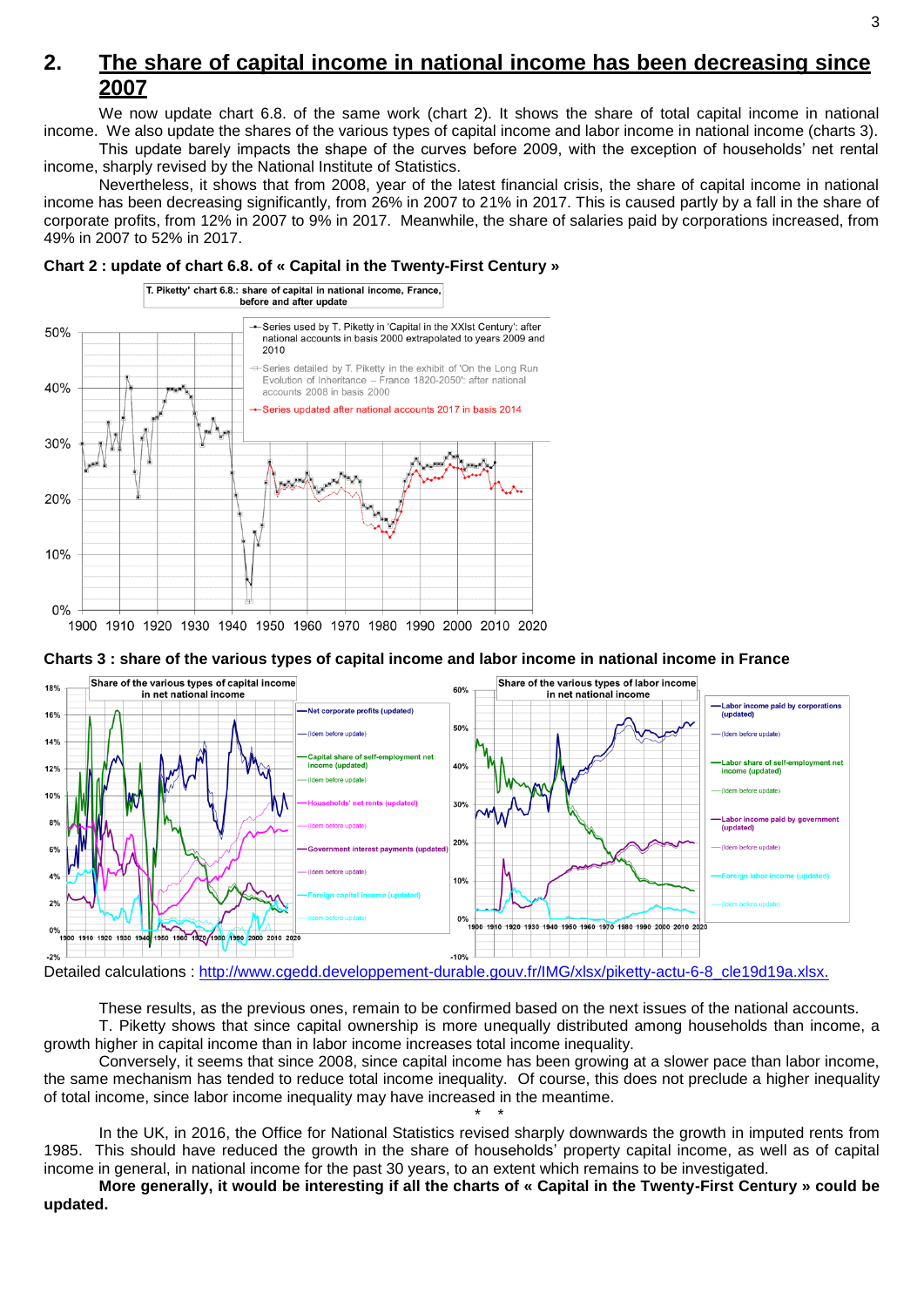## 2. The share of capital income in national income has been decreasing since 2007

We now update chart 6.8. of the same work (chart 2). It shows the share of total capital income in national income. We also update the shares of the various types of capital income and labor income in national income (charts 3).

This update barely impacts the shape of the curves before 2009, with the exception of households' net rental income, sharply revised by the National Institute of Statistics.

Nevertheless, it shows that from 2008, year of the latest financial crisis, the share of capital income in national income has been decreasing significantly, from 26% in 2007 to 21% in 2017. This is caused partly by a fall in the share of corporate profits, from 12% in 2007 to 9% in 2017. Meanwhile, the share of salaries paid by corporations increased, from 49% in 2007 to 52% in 2017.

**Chart 2 : update of chart 6.8. of « Capital in the Twenty-First Century »**

T. Piketty' chart 6.8.: share of capital in national income, France, before and after update

Series used by T. Piketty in 'Capital in the XXIst Century': after national accounts in basis 2000 extrapolated to years 2009 and 2010

Series detailed by T. Piketty in the exhibit of 'On the Long Run Evolution of Inheritance – France 1820-2050': after national accounts 2008 in basis 2000

Series updated after national accounts 2017 in basis 2014

50%
40%
30%
20%
10%
0%

1900 1910 1920 1930 1940 1950 1960 1970 1980 1990 2000 2010 2020

**Charts 3 : share of the various types of capital income and labor income in national income in France**

Share of the various types of capital income in net national income

18%
16%
14%
12%
10%
8%
6%
4%
2%
0%
-2%

1900 1910 1920 1930 1940 1950 1960 1970 1980 1990 2000 2010 2020

Net corporate profits (updated)
(Idem before update)
Capital share of self-employment net income (updated)
(Idem before update)
Households' net rents (updated)
(Idem before update)
Government interest payments (updated)
(Idem before update)
Foreign capital income (updated)
(Idem before update)

Share of the various types of labor income in net national income

60%
50%
40%
30%
20%
10%
0%
-10%

1900 1910 1920 1930 1940 1950 1960 1970 1980 1990 2000 2010 2020

Labor income paid by corporations (updated)
(Idem before update)
Labor share of self-employment net income (updated)
(Idem before update)
Labor income paid by government (updated)
(Idem before update)
Foreign labor income (updated)
(Idem before update)

Detailed calculations : [http://www.cgedd.developpement-durable.gouv.fr/IMG/xlsx/piketty-actu-6-8_cle19d19a.xlsx.](http://www.cgedd.developpement-durable.gouv.fr/IMG/xlsx/piketty-actu-6-8_cle19d19a.xlsx)

These results, as the previous ones, remain to be confirmed based on the next issues of the national accounts.

T. Piketty shows that since capital ownership is more unequally distributed among households than income, a growth higher in capital income than in labor income increases total income inequality.

Conversely, it seems that since 2008, since capital income has been growing at a slower pace than labor income, the same mechanism has tended to reduce total income inequality. Of course, this does not preclude a higher inequality of total income, since labor income inequality may have increased in the meantime.

\* \*

In the UK, in 2016, the Office for National Statistics revised sharply downwards the growth in imputed rents from 1985. This should have reduced the growth in the share of households' property capital income, as well as of capital income in general, in national income for the past 30 years, to an extent which remains to be investigated.

**More generally, it would be interesting if all the charts of « Capital in the Twenty-First Century » could be updated.**